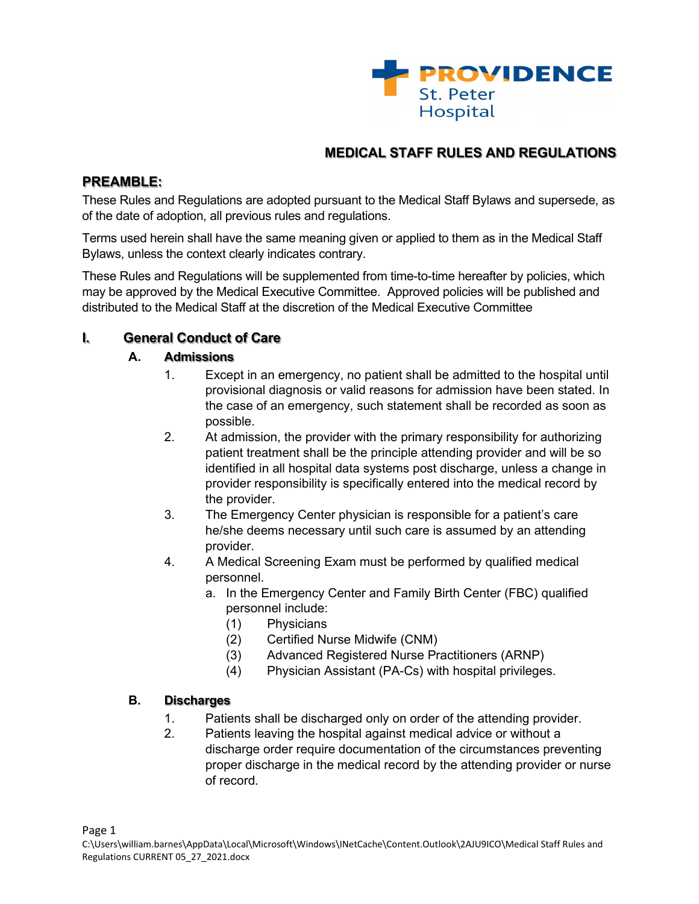PROVIDENCE
St. Peter
Hospital

# MEDICAL STAFF RULES AND REGULATIONS

## PREAMBLE:

These Rules and Regulations are adopted pursuant to the Medical Staff Bylaws and supersede, as of the date of adoption, all previous rules and regulations.

Terms used herein shall have the same meaning given or applied to them as in the Medical Staff Bylaws, unless the context clearly indicates contrary.

These Rules and Regulations will be supplemented from time-to-time hereafter by policies, which may be approved by the Medical Executive Committee. Approved policies will be published and distributed to the Medical Staff at the discretion of the Medical Executive Committee

## I. General Conduct of Care

### A. Admissions

1. Except in an emergency, no patient shall be admitted to the hospital until provisional diagnosis or valid reasons for admission have been stated. In the case of an emergency, such statement shall be recorded as soon as possible.
2. At admission, the provider with the primary responsibility for authorizing patient treatment shall be the principle attending provider and will be so identified in all hospital data systems post discharge, unless a change in provider responsibility is specifically entered into the medical record by the provider.
3. The Emergency Center physician is responsible for a patient's care he/she deems necessary until such care is assumed by an attending provider.
4. A Medical Screening Exam must be performed by qualified medical personnel.
   a. In the Emergency Center and Family Birth Center (FBC) qualified personnel include:
      (1) Physicians
      (2) Certified Nurse Midwife (CNM)
      (3) Advanced Registered Nurse Practitioners (ARNP)
      (4) Physician Assistant (PA-Cs) with hospital privileges.

### B. Discharges

1. Patients shall be discharged only on order of the attending provider.
2. Patients leaving the hospital against medical advice or without a discharge order require documentation of the circumstances preventing proper discharge in the medical record by the attending provider or nurse of record.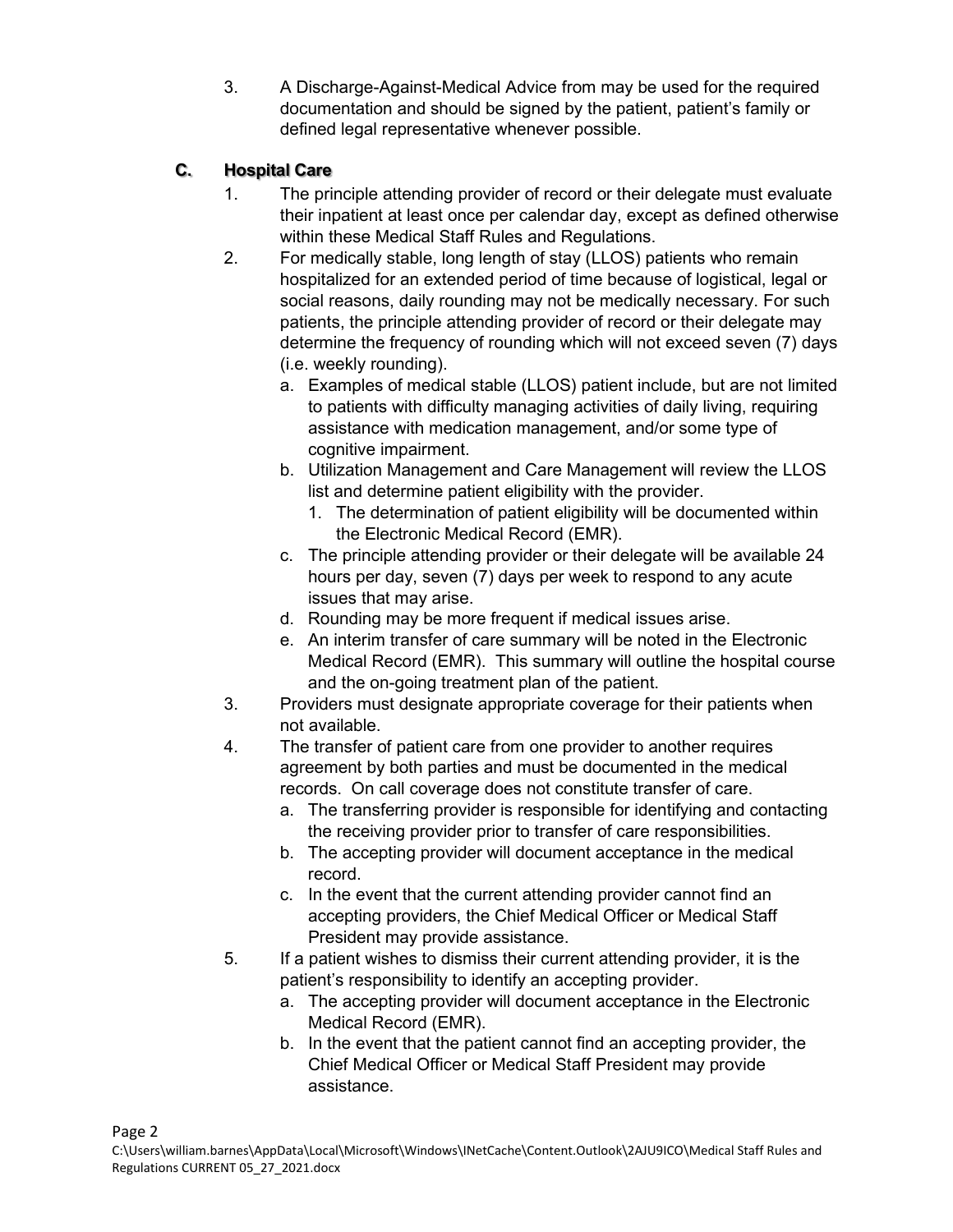3. A Discharge-Against-Medical Advice from may be used for the required documentation and should be signed by the patient, patient's family or defined legal representative whenever possible.

### C. Hospital Care

1. The principle attending provider of record or their delegate must evaluate their inpatient at least once per calendar day, except as defined otherwise within these Medical Staff Rules and Regulations.
2. For medically stable, long length of stay (LLOS) patients who remain hospitalized for an extended period of time because of logistical, legal or social reasons, daily rounding may not be medically necessary. For such patients, the principle attending provider of record or their delegate may determine the frequency of rounding which will not exceed seven (7) days (i.e. weekly rounding).
   a. Examples of medical stable (LLOS) patient include, but are not limited to patients with difficulty managing activities of daily living, requiring assistance with medication management, and/or some type of cognitive impairment.
   b. Utilization Management and Care Management will review the LLOS list and determine patient eligibility with the provider.
      1. The determination of patient eligibility will be documented within the Electronic Medical Record (EMR).
   c. The principle attending provider or their delegate will be available 24 hours per day, seven (7) days per week to respond to any acute issues that may arise.
   d. Rounding may be more frequent if medical issues arise.
   e. An interim transfer of care summary will be noted in the Electronic Medical Record (EMR). This summary will outline the hospital course and the on-going treatment plan of the patient.
3. Providers must designate appropriate coverage for their patients when not available.
4. The transfer of patient care from one provider to another requires agreement by both parties and must be documented in the medical records. On call coverage does not constitute transfer of care.
   a. The transferring provider is responsible for identifying and contacting the receiving provider prior to transfer of care responsibilities.
   b. The accepting provider will document acceptance in the medical record.
   c. In the event that the current attending provider cannot find an accepting providers, the Chief Medical Officer or Medical Staff President may provide assistance.
5. If a patient wishes to dismiss their current attending provider, it is the patient's responsibility to identify an accepting provider.
   a. The accepting provider will document acceptance in the Electronic Medical Record (EMR).
   b. In the event that the patient cannot find an accepting provider, the Chief Medical Officer or Medical Staff President may provide assistance.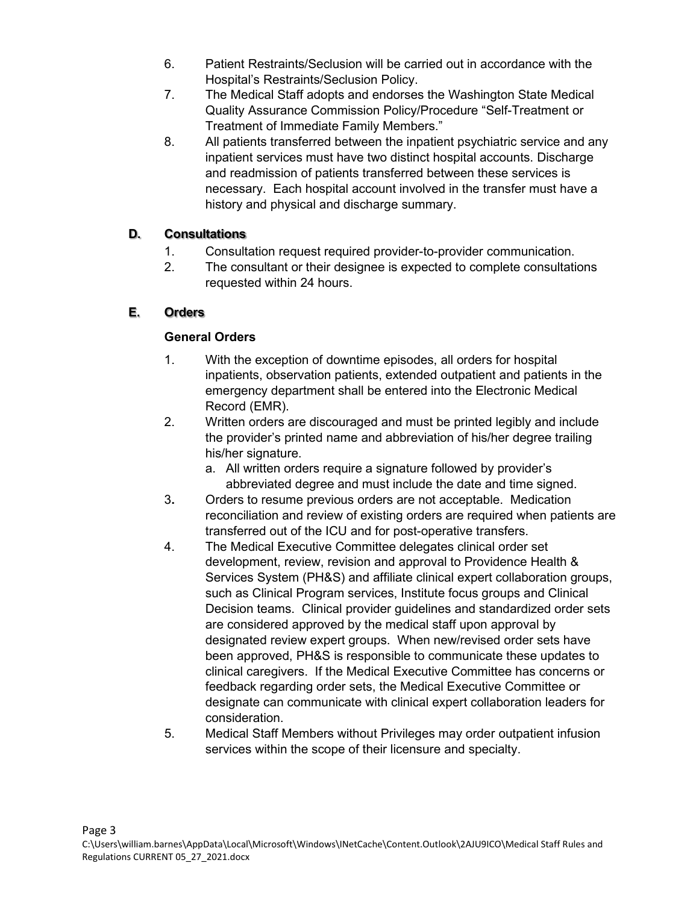6. Patient Restraints/Seclusion will be carried out in accordance with the Hospital's Restraints/Seclusion Policy.
7. The Medical Staff adopts and endorses the Washington State Medical Quality Assurance Commission Policy/Procedure "Self-Treatment or Treatment of Immediate Family Members."
8. All patients transferred between the inpatient psychiatric service and any inpatient services must have two distinct hospital accounts. Discharge and readmission of patients transferred between these services is necessary. Each hospital account involved in the transfer must have a history and physical and discharge summary.

## D. Consultations

1. Consultation request required provider-to-provider communication.
2. The consultant or their designee is expected to complete consultations requested within 24 hours.

## E. Orders

### General Orders

1. With the exception of downtime episodes, all orders for hospital inpatients, observation patients, extended outpatient and patients in the emergency department shall be entered into the Electronic Medical Record (EMR).
2. Written orders are discouraged and must be printed legibly and include the provider's printed name and abbreviation of his/her degree trailing his/her signature.
   a. All written orders require a signature followed by provider's abbreviated degree and must include the date and time signed.
3. Orders to resume previous orders are not acceptable. Medication reconciliation and review of existing orders are required when patients are transferred out of the ICU and for post-operative transfers.
4. The Medical Executive Committee delegates clinical order set development, review, revision and approval to Providence Health & Services System (PH&S) and affiliate clinical expert collaboration groups, such as Clinical Program services, Institute focus groups and Clinical Decision teams. Clinical provider guidelines and standardized order sets are considered approved by the medical staff upon approval by designated review expert groups. When new/revised order sets have been approved, PH&S is responsible to communicate these updates to clinical caregivers. If the Medical Executive Committee has concerns or feedback regarding order sets, the Medical Executive Committee or designate can communicate with clinical expert collaboration leaders for consideration.
5. Medical Staff Members without Privileges may order outpatient infusion services within the scope of their licensure and specialty.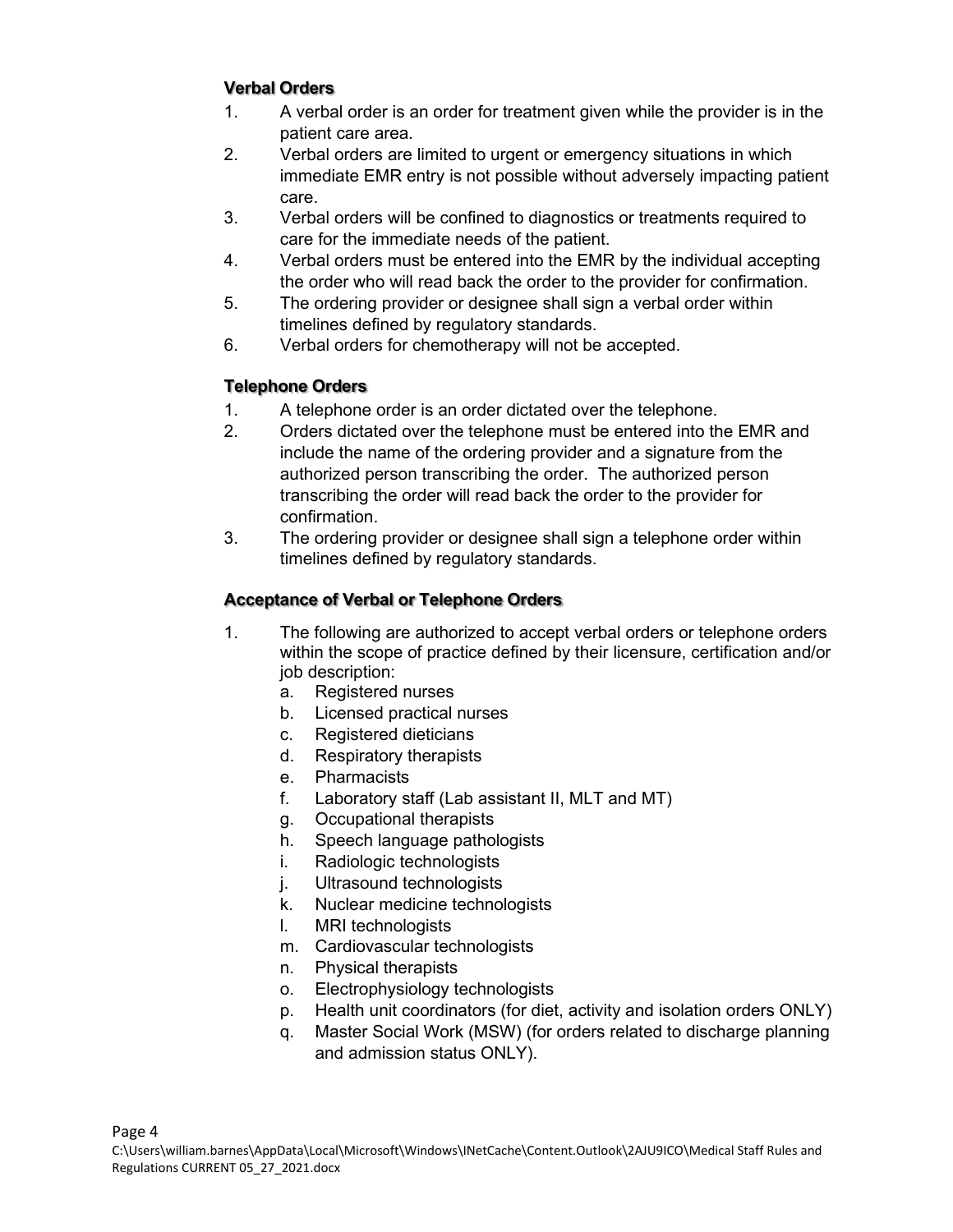### Verbal Orders

1. A verbal order is an order for treatment given while the provider is in the patient care area.
2. Verbal orders are limited to urgent or emergency situations in which immediate EMR entry is not possible without adversely impacting patient care.
3. Verbal orders will be confined to diagnostics or treatments required to care for the immediate needs of the patient.
4. Verbal orders must be entered into the EMR by the individual accepting the order who will read back the order to the provider for confirmation.
5. The ordering provider or designee shall sign a verbal order within timelines defined by regulatory standards.
6. Verbal orders for chemotherapy will not be accepted.

### Telephone Orders

1. A telephone order is an order dictated over the telephone.
2. Orders dictated over the telephone must be entered into the EMR and include the name of the ordering provider and a signature from the authorized person transcribing the order. The authorized person transcribing the order will read back the order to the provider for confirmation.
3. The ordering provider or designee shall sign a telephone order within timelines defined by regulatory standards.

### Acceptance of Verbal or Telephone Orders

1. The following are authorized to accept verbal orders or telephone orders within the scope of practice defined by their licensure, certification and/or job description:
   a. Registered nurses
   b. Licensed practical nurses
   c. Registered dieticians
   d. Respiratory therapists
   e. Pharmacists
   f. Laboratory staff (Lab assistant II, MLT and MT)
   g. Occupational therapists
   h. Speech language pathologists
   i. Radiologic technologists
   j. Ultrasound technologists
   k. Nuclear medicine technologists
   l. MRI technologists
   m. Cardiovascular technologists
   n. Physical therapists
   o. Electrophysiology technologists
   p. Health unit coordinators (for diet, activity and isolation orders ONLY)
   q. Master Social Work (MSW) (for orders related to discharge planning and admission status ONLY).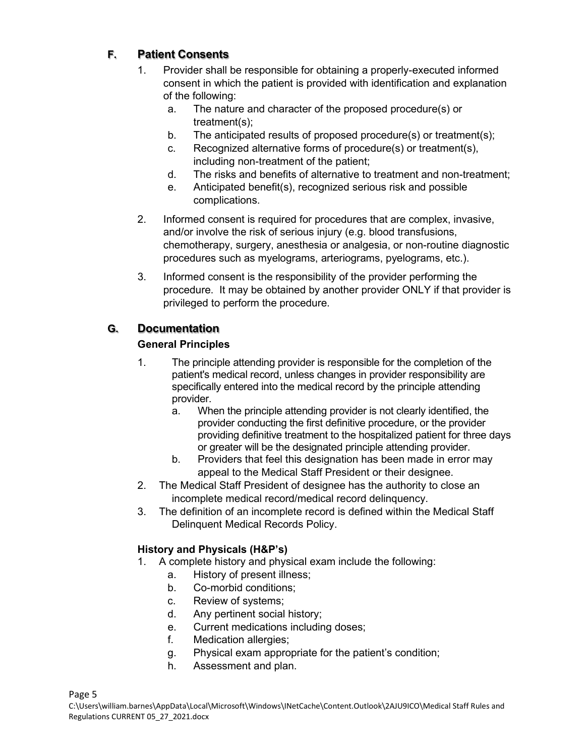## F. Patient Consents

1. Provider shall be responsible for obtaining a properly-executed informed consent in which the patient is provided with identification and explanation of the following:
   a. The nature and character of the proposed procedure(s) or treatment(s);
   b. The anticipated results of proposed procedure(s) or treatment(s);
   c. Recognized alternative forms of procedure(s) or treatment(s), including non-treatment of the patient;
   d. The risks and benefits of alternative to treatment and non-treatment;
   e. Anticipated benefit(s), recognized serious risk and possible complications.

2. Informed consent is required for procedures that are complex, invasive, and/or involve the risk of serious injury (e.g. blood transfusions, chemotherapy, surgery, anesthesia or analgesia, or non-routine diagnostic procedures such as myelograms, arteriograms, pyelograms, etc.).

3. Informed consent is the responsibility of the provider performing the procedure. It may be obtained by another provider ONLY if that provider is privileged to perform the procedure.

## G. Documentation

**General Principles**

1. The principle attending provider is responsible for the completion of the patient's medical record, unless changes in provider responsibility are specifically entered into the medical record by the principle attending provider.
   a. When the principle attending provider is not clearly identified, the provider conducting the first definitive procedure, or the provider providing definitive treatment to the hospitalized patient for three days or greater will be the designated principle attending provider.
   b. Providers that feel this designation has been made in error may appeal to the Medical Staff President or their designee.
2. The Medical Staff President of designee has the authority to close an incomplete medical record/medical record delinquency.
3. The definition of an incomplete record is defined within the Medical Staff Delinquent Medical Records Policy.

**History and Physicals (H&P's)**

1. A complete history and physical exam include the following:
   a. History of present illness;
   b. Co-morbid conditions;
   c. Review of systems;
   d. Any pertinent social history;
   e. Current medications including doses;
   f. Medication allergies;
   g. Physical exam appropriate for the patient's condition;
   h. Assessment and plan.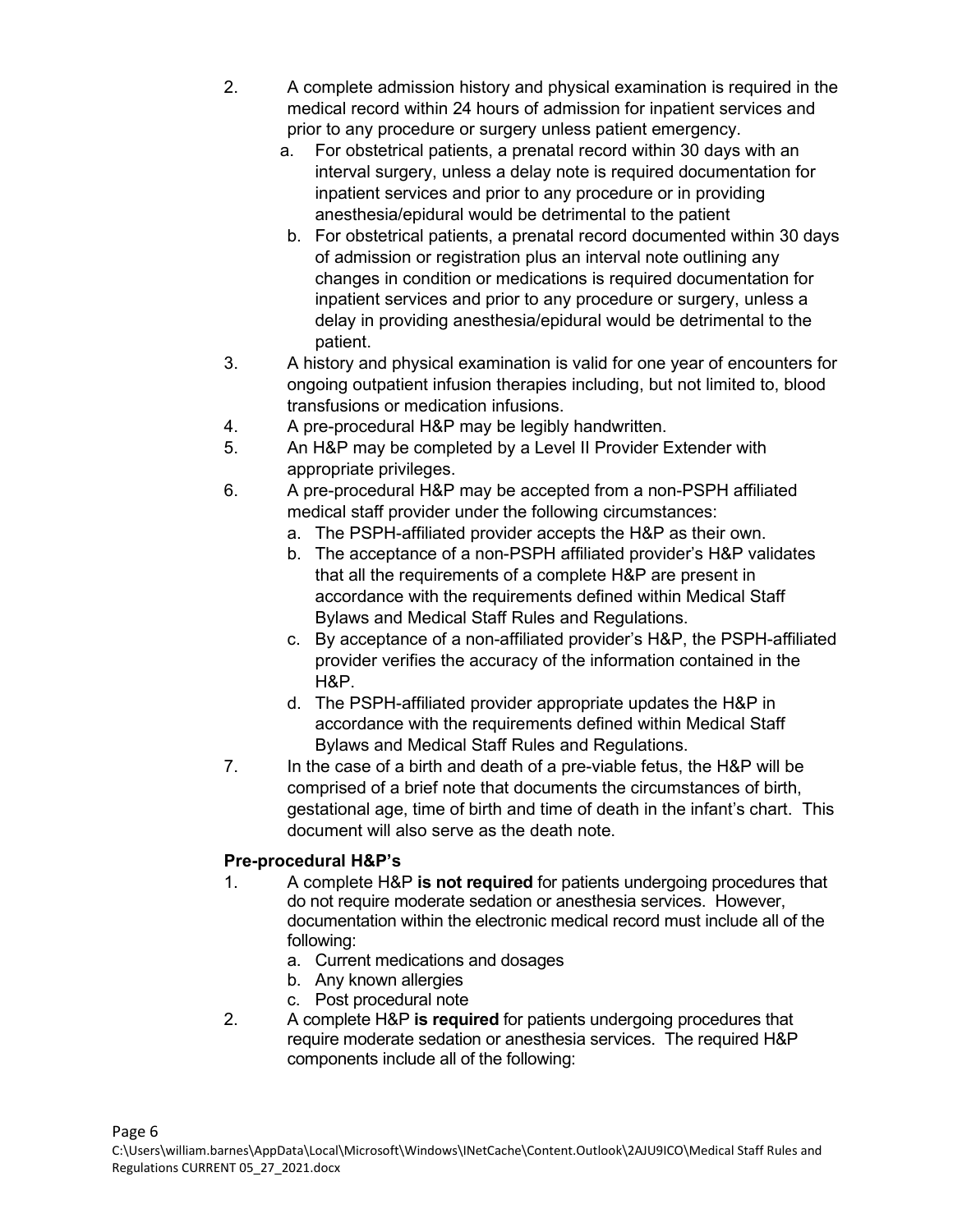2. A complete admission history and physical examination is required in the medical record within 24 hours of admission for inpatient services and prior to any procedure or surgery unless patient emergency.
   a. For obstetrical patients, a prenatal record within 30 days with an interval surgery, unless a delay note is required documentation for inpatient services and prior to any procedure or in providing anesthesia/epidural would be detrimental to the patient
   b. For obstetrical patients, a prenatal record documented within 30 days of admission or registration plus an interval note outlining any changes in condition or medications is required documentation for inpatient services and prior to any procedure or surgery, unless a delay in providing anesthesia/epidural would be detrimental to the patient.
3. A history and physical examination is valid for one year of encounters for ongoing outpatient infusion therapies including, but not limited to, blood transfusions or medication infusions.
4. A pre-procedural H&P may be legibly handwritten.
5. An H&P may be completed by a Level II Provider Extender with appropriate privileges.
6. A pre-procedural H&P may be accepted from a non-PSPH affiliated medical staff provider under the following circumstances:
   a. The PSPH-affiliated provider accepts the H&P as their own.
   b. The acceptance of a non-PSPH affiliated provider's H&P validates that all the requirements of a complete H&P are present in accordance with the requirements defined within Medical Staff Bylaws and Medical Staff Rules and Regulations.
   c. By acceptance of a non-affiliated provider's H&P, the PSPH-affiliated provider verifies the accuracy of the information contained in the H&P.
   d. The PSPH-affiliated provider appropriate updates the H&P in accordance with the requirements defined within Medical Staff Bylaws and Medical Staff Rules and Regulations.
7. In the case of a birth and death of a pre-viable fetus, the H&P will be comprised of a brief note that documents the circumstances of birth, gestational age, time of birth and time of death in the infant's chart. This document will also serve as the death note.

**Pre-procedural H&P's**

1. A complete H&P **is not required** for patients undergoing procedures that do not require moderate sedation or anesthesia services. However, documentation within the electronic medical record must include all of the following:
   a. Current medications and dosages
   b. Any known allergies
   c. Post procedural note
2. A complete H&P **is required** for patients undergoing procedures that require moderate sedation or anesthesia services. The required H&P components include all of the following: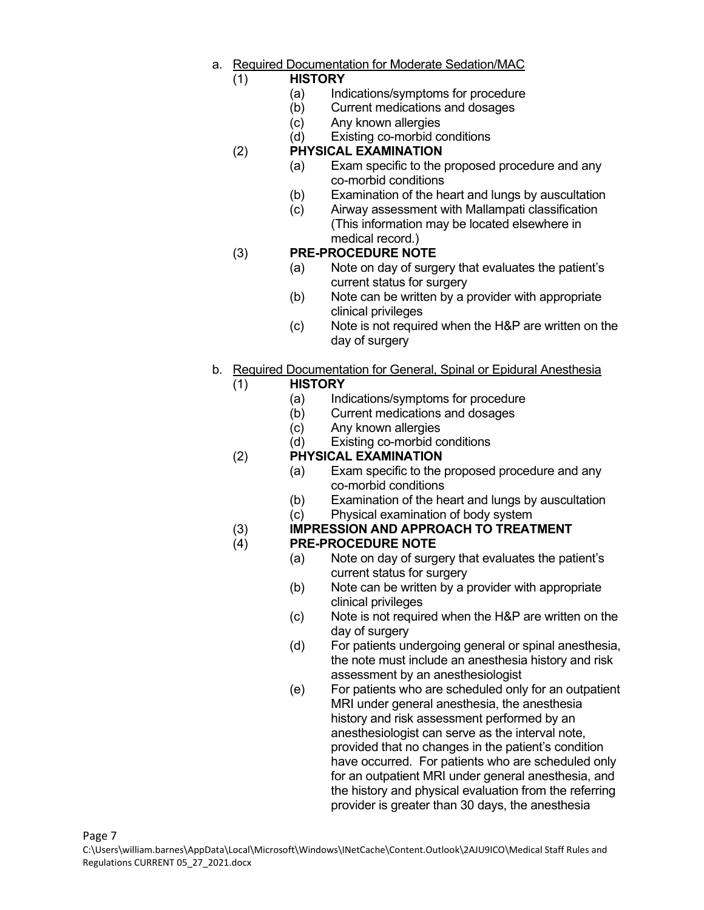a. <u>Required Documentation for Moderate Sedation/MAC</u>

(1) **HISTORY**

- (a) Indications/symptoms for procedure
- (b) Current medications and dosages
- (c) Any known allergies
- (d) Existing co-morbid conditions

(2) **PHYSICAL EXAMINATION**

- (a) Exam specific to the proposed procedure and any co-morbid conditions
- (b) Examination of the heart and lungs by auscultation
- (c) Airway assessment with Mallampati classification (This information may be located elsewhere in medical record.)

(3) **PRE-PROCEDURE NOTE**

- (a) Note on day of surgery that evaluates the patient's current status for surgery
- (b) Note can be written by a provider with appropriate clinical privileges
- (c) Note is not required when the H&P are written on the day of surgery

b. <u>Required Documentation for General, Spinal or Epidural Anesthesia</u>

(1) **HISTORY**

- (a) Indications/symptoms for procedure
- (b) Current medications and dosages
- (c) Any known allergies
- (d) Existing co-morbid conditions

(2) **PHYSICAL EXAMINATION**

- (a) Exam specific to the proposed procedure and any co-morbid conditions
- (b) Examination of the heart and lungs by auscultation
- (c) Physical examination of body system

(3) **IMPRESSION AND APPROACH TO TREATMENT**

(4) **PRE-PROCEDURE NOTE**

- (a) Note on day of surgery that evaluates the patient's current status for surgery
- (b) Note can be written by a provider with appropriate clinical privileges
- (c) Note is not required when the H&P are written on the day of surgery
- (d) For patients undergoing general or spinal anesthesia, the note must include an anesthesia history and risk assessment by an anesthesiologist
- (e) For patients who are scheduled only for an outpatient MRI under general anesthesia, the anesthesia history and risk assessment performed by an anesthesiologist can serve as the interval note, provided that no changes in the patient's condition have occurred. For patients who are scheduled only for an outpatient MRI under general anesthesia, and the history and physical evaluation from the referring provider is greater than 30 days, the anesthesia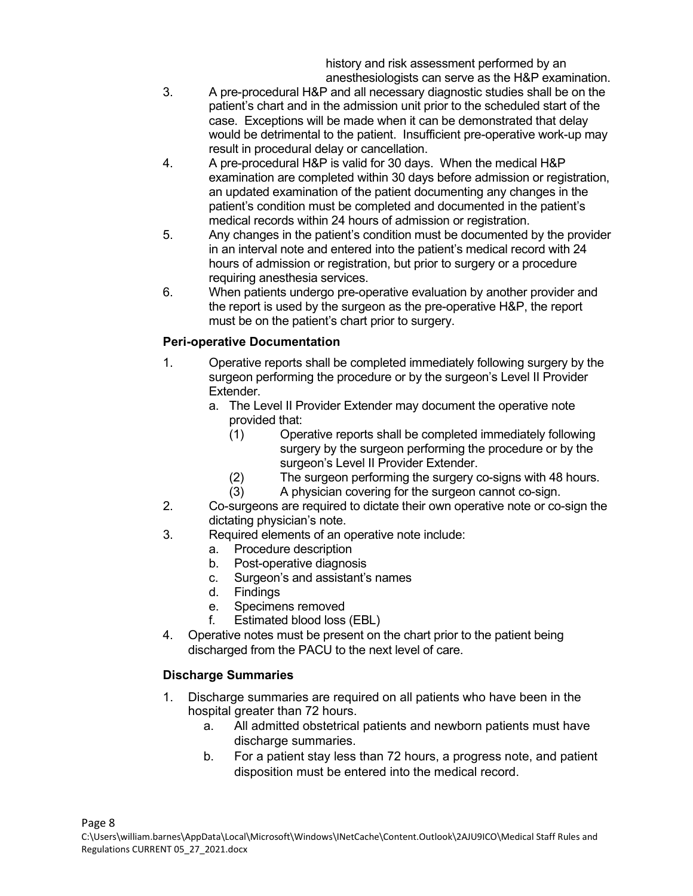history and risk assessment performed by an anesthesiologists can serve as the H&P examination.

3. A pre-procedural H&P and all necessary diagnostic studies shall be on the patient's chart and in the admission unit prior to the scheduled start of the case. Exceptions will be made when it can be demonstrated that delay would be detrimental to the patient. Insufficient pre-operative work-up may result in procedural delay or cancellation.
4. A pre-procedural H&P is valid for 30 days. When the medical H&P examination are completed within 30 days before admission or registration, an updated examination of the patient documenting any changes in the patient's condition must be completed and documented in the patient's medical records within 24 hours of admission or registration.
5. Any changes in the patient's condition must be documented by the provider in an interval note and entered into the patient's medical record with 24 hours of admission or registration, but prior to surgery or a procedure requiring anesthesia services.
6. When patients undergo pre-operative evaluation by another provider and the report is used by the surgeon as the pre-operative H&P, the report must be on the patient's chart prior to surgery.

**Peri-operative Documentation**

1. Operative reports shall be completed immediately following surgery by the surgeon performing the procedure or by the surgeon's Level II Provider Extender.
   a. The Level II Provider Extender may document the operative note provided that:
      (1) Operative reports shall be completed immediately following surgery by the surgeon performing the procedure or by the surgeon's Level II Provider Extender.
      (2) The surgeon performing the surgery co-signs with 48 hours.
      (3) A physician covering for the surgeon cannot co-sign.
2. Co-surgeons are required to dictate their own operative note or co-sign the dictating physician's note.
3. Required elements of an operative note include:
   a. Procedure description
   b. Post-operative diagnosis
   c. Surgeon's and assistant's names
   d. Findings
   e. Specimens removed
   f. Estimated blood loss (EBL)
4. Operative notes must be present on the chart prior to the patient being discharged from the PACU to the next level of care.

**Discharge Summaries**

1. Discharge summaries are required on all patients who have been in the hospital greater than 72 hours.
   a. All admitted obstetrical patients and newborn patients must have discharge summaries.
   b. For a patient stay less than 72 hours, a progress note, and patient disposition must be entered into the medical record.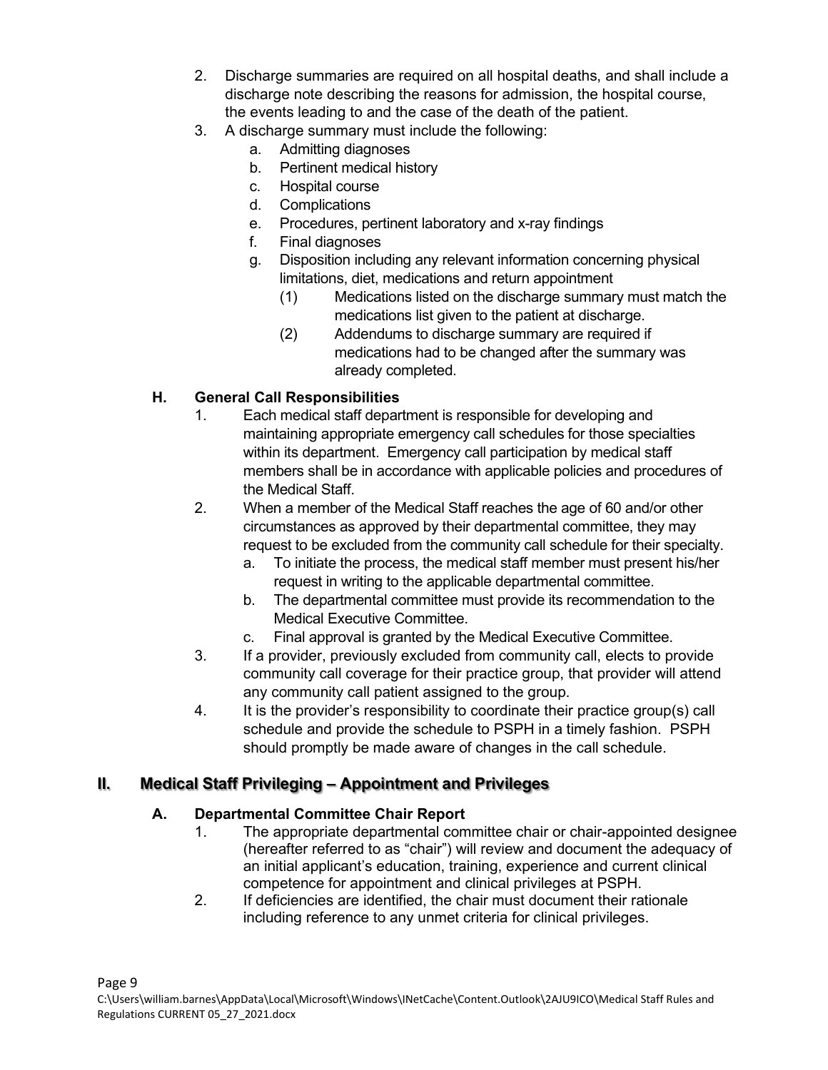2. Discharge summaries are required on all hospital deaths, and shall include a discharge note describing the reasons for admission, the hospital course, the events leading to and the case of the death of the patient.
3. A discharge summary must include the following:
    a. Admitting diagnoses
    b. Pertinent medical history
    c. Hospital course
    d. Complications
    e. Procedures, pertinent laboratory and x-ray findings
    f. Final diagnoses
    g. Disposition including any relevant information concerning physical limitations, diet, medications and return appointment
        (1) Medications listed on the discharge summary must match the medications list given to the patient at discharge.
        (2) Addendums to discharge summary are required if medications had to be changed after the summary was already completed.

### H. General Call Responsibilities

1. Each medical staff department is responsible for developing and maintaining appropriate emergency call schedules for those specialties within its department. Emergency call participation by medical staff members shall be in accordance with applicable policies and procedures of the Medical Staff.
2. When a member of the Medical Staff reaches the age of 60 and/or other circumstances as approved by their departmental committee, they may request to be excluded from the community call schedule for their specialty.
    a. To initiate the process, the medical staff member must present his/her request in writing to the applicable departmental committee.
    b. The departmental committee must provide its recommendation to the Medical Executive Committee.
    c. Final approval is granted by the Medical Executive Committee.
3. If a provider, previously excluded from community call, elects to provide community call coverage for their practice group, that provider will attend any community call patient assigned to the group.
4. It is the provider's responsibility to coordinate their practice group(s) call schedule and provide the schedule to PSPH in a timely fashion. PSPH should promptly be made aware of changes in the call schedule.

## II. Medical Staff Privileging – Appointment and Privileges

### A. Departmental Committee Chair Report

1. The appropriate departmental committee chair or chair-appointed designee (hereafter referred to as "chair") will review and document the adequacy of an initial applicant's education, training, experience and current clinical competence for appointment and clinical privileges at PSPH.
2. If deficiencies are identified, the chair must document their rationale including reference to any unmet criteria for clinical privileges.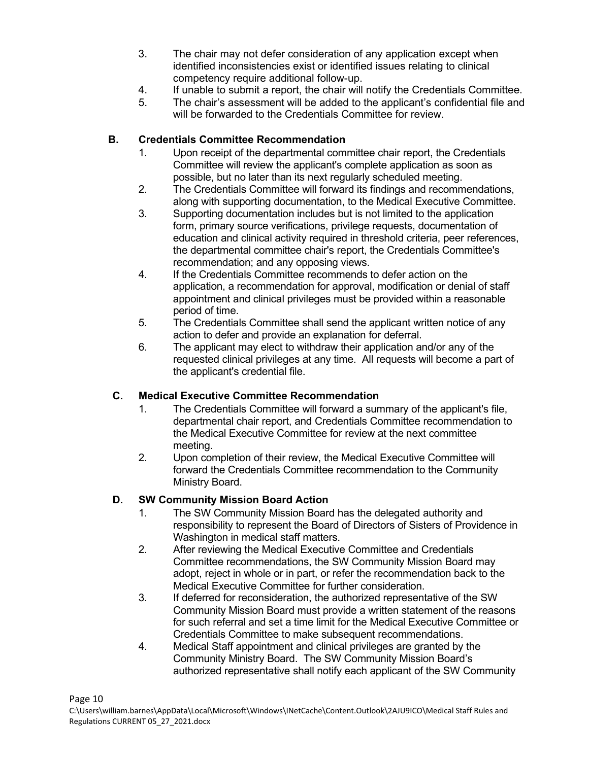3. The chair may not defer consideration of any application except when identified inconsistencies exist or identified issues relating to clinical competency require additional follow-up.
4. If unable to submit a report, the chair will notify the Credentials Committee.
5. The chair's assessment will be added to the applicant's confidential file and will be forwarded to the Credentials Committee for review.

**B. Credentials Committee Recommendation**

1. Upon receipt of the departmental committee chair report, the Credentials Committee will review the applicant's complete application as soon as possible, but no later than its next regularly scheduled meeting.
2. The Credentials Committee will forward its findings and recommendations, along with supporting documentation, to the Medical Executive Committee.
3. Supporting documentation includes but is not limited to the application form, primary source verifications, privilege requests, documentation of education and clinical activity required in threshold criteria, peer references, the departmental committee chair's report, the Credentials Committee's recommendation; and any opposing views.
4. If the Credentials Committee recommends to defer action on the application, a recommendation for approval, modification or denial of staff appointment and clinical privileges must be provided within a reasonable period of time.
5. The Credentials Committee shall send the applicant written notice of any action to defer and provide an explanation for deferral.
6. The applicant may elect to withdraw their application and/or any of the requested clinical privileges at any time. All requests will become a part of the applicant's credential file.

**C. Medical Executive Committee Recommendation**

1. The Credentials Committee will forward a summary of the applicant's file, departmental chair report, and Credentials Committee recommendation to the Medical Executive Committee for review at the next committee meeting.
2. Upon completion of their review, the Medical Executive Committee will forward the Credentials Committee recommendation to the Community Ministry Board.

**D. SW Community Mission Board Action**

1. The SW Community Mission Board has the delegated authority and responsibility to represent the Board of Directors of Sisters of Providence in Washington in medical staff matters.
2. After reviewing the Medical Executive Committee and Credentials Committee recommendations, the SW Community Mission Board may adopt, reject in whole or in part, or refer the recommendation back to the Medical Executive Committee for further consideration.
3. If deferred for reconsideration, the authorized representative of the SW Community Mission Board must provide a written statement of the reasons for such referral and set a time limit for the Medical Executive Committee or Credentials Committee to make subsequent recommendations.
4. Medical Staff appointment and clinical privileges are granted by the Community Ministry Board. The SW Community Mission Board's authorized representative shall notify each applicant of the SW Community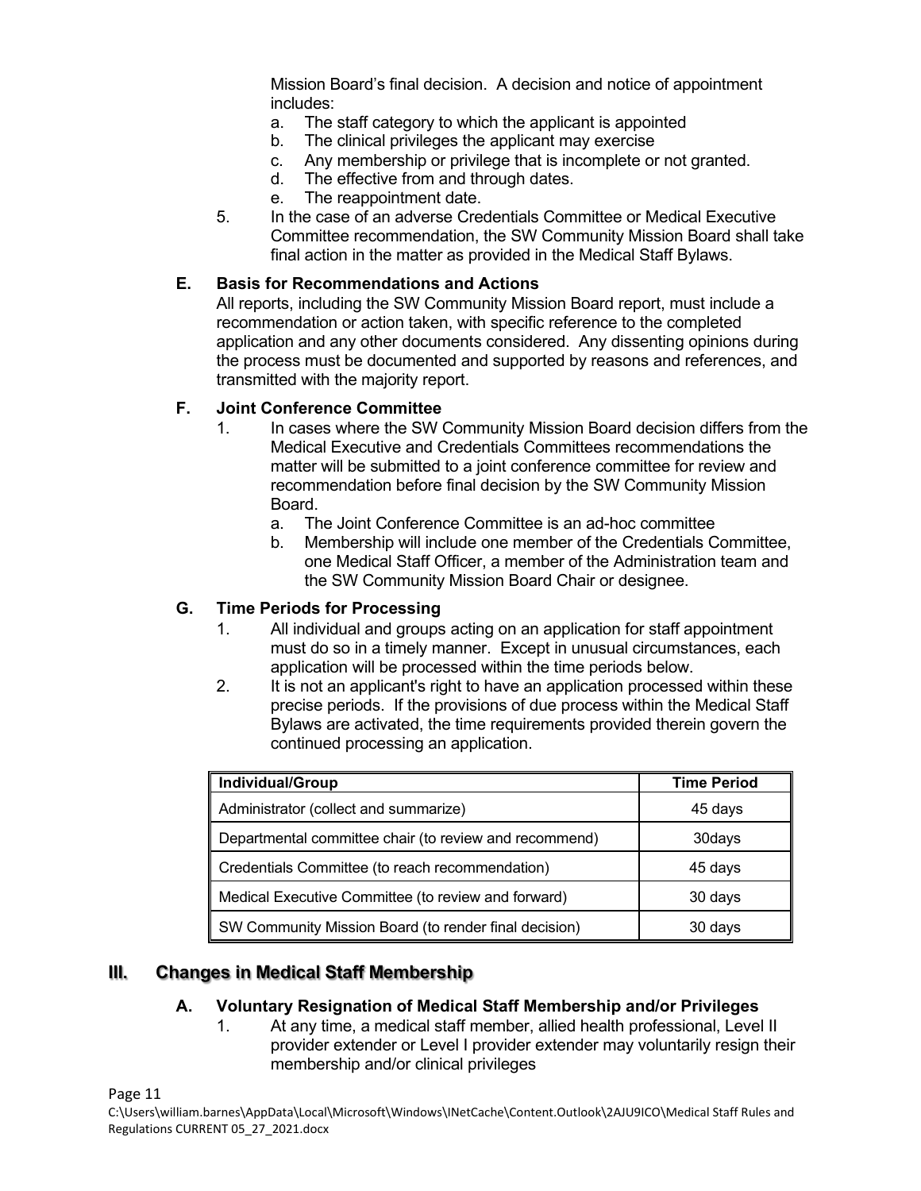Mission Board's final decision. A decision and notice of appointment includes:

a. The staff category to which the applicant is appointed
b. The clinical privileges the applicant may exercise
c. Any membership or privilege that is incomplete or not granted.
d. The effective from and through dates.
e. The reappointment date.

5. In the case of an adverse Credentials Committee or Medical Executive Committee recommendation, the SW Community Mission Board shall take final action in the matter as provided in the Medical Staff Bylaws.

### E. Basis for Recommendations and Actions

All reports, including the SW Community Mission Board report, must include a recommendation or action taken, with specific reference to the completed application and any other documents considered. Any dissenting opinions during the process must be documented and supported by reasons and references, and transmitted with the majority report.

### F. Joint Conference Committee

1. In cases where the SW Community Mission Board decision differs from the Medical Executive and Credentials Committees recommendations the matter will be submitted to a joint conference committee for review and recommendation before final decision by the SW Community Mission Board.
   a. The Joint Conference Committee is an ad-hoc committee
   b. Membership will include one member of the Credentials Committee, one Medical Staff Officer, a member of the Administration team and the SW Community Mission Board Chair or designee.

### G. Time Periods for Processing

1. All individual and groups acting on an application for staff appointment must do so in a timely manner. Except in unusual circumstances, each application will be processed within the time periods below.
2. It is not an applicant's right to have an application processed within these precise periods. If the provisions of due process within the Medical Staff Bylaws are activated, the time requirements provided therein govern the continued processing an application.

| Individual/Group | Time Period |
|---|---|
| Administrator (collect and summarize) | 45 days |
| Departmental committee chair (to review and recommend) | 30days |
| Credentials Committee (to reach recommendation) | 45 days |
| Medical Executive Committee (to review and forward) | 30 days |
| SW Community Mission Board (to render final decision) | 30 days |

## III. Changes in Medical Staff Membership

### A. Voluntary Resignation of Medical Staff Membership and/or Privileges

1. At any time, a medical staff member, allied health professional, Level II provider extender or Level I provider extender may voluntarily resign their membership and/or clinical privileges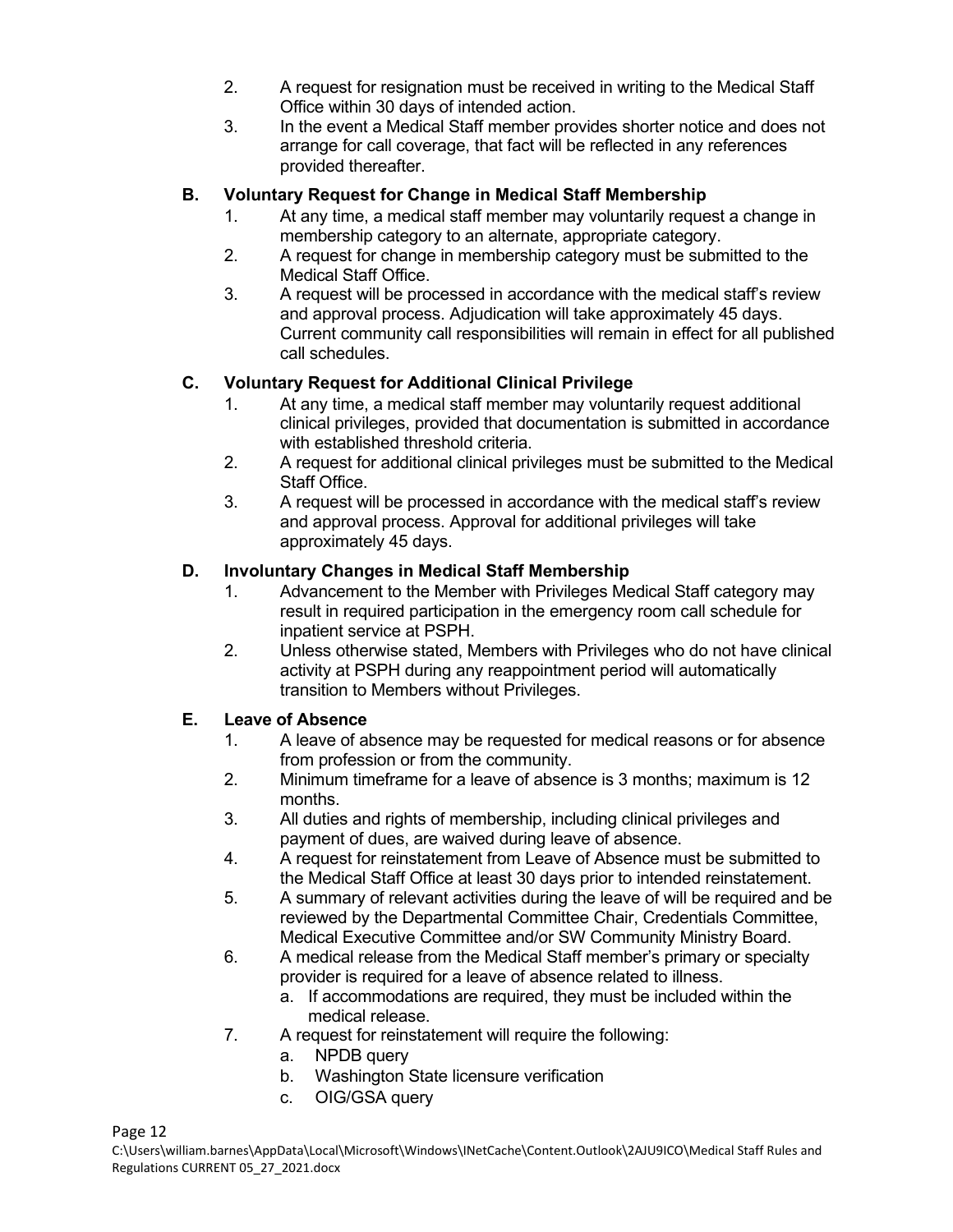2. A request for resignation must be received in writing to the Medical Staff Office within 30 days of intended action.
3. In the event a Medical Staff member provides shorter notice and does not arrange for call coverage, that fact will be reflected in any references provided thereafter.

### B. Voluntary Request for Change in Medical Staff Membership

1. At any time, a medical staff member may voluntarily request a change in membership category to an alternate, appropriate category.
2. A request for change in membership category must be submitted to the Medical Staff Office.
3. A request will be processed in accordance with the medical staff's review and approval process. Adjudication will take approximately 45 days. Current community call responsibilities will remain in effect for all published call schedules.

### C. Voluntary Request for Additional Clinical Privilege

1. At any time, a medical staff member may voluntarily request additional clinical privileges, provided that documentation is submitted in accordance with established threshold criteria.
2. A request for additional clinical privileges must be submitted to the Medical Staff Office.
3. A request will be processed in accordance with the medical staff's review and approval process. Approval for additional privileges will take approximately 45 days.

### D. Involuntary Changes in Medical Staff Membership

1. Advancement to the Member with Privileges Medical Staff category may result in required participation in the emergency room call schedule for inpatient service at PSPH.
2. Unless otherwise stated, Members with Privileges who do not have clinical activity at PSPH during any reappointment period will automatically transition to Members without Privileges.

### E. Leave of Absence

1. A leave of absence may be requested for medical reasons or for absence from profession or from the community.
2. Minimum timeframe for a leave of absence is 3 months; maximum is 12 months.
3. All duties and rights of membership, including clinical privileges and payment of dues, are waived during leave of absence.
4. A request for reinstatement from Leave of Absence must be submitted to the Medical Staff Office at least 30 days prior to intended reinstatement.
5. A summary of relevant activities during the leave of will be required and be reviewed by the Departmental Committee Chair, Credentials Committee, Medical Executive Committee and/or SW Community Ministry Board.
6. A medical release from the Medical Staff member's primary or specialty provider is required for a leave of absence related to illness.
   a. If accommodations are required, they must be included within the medical release.
7. A request for reinstatement will require the following:
   a. NPDB query
   b. Washington State licensure verification
   c. OIG/GSA query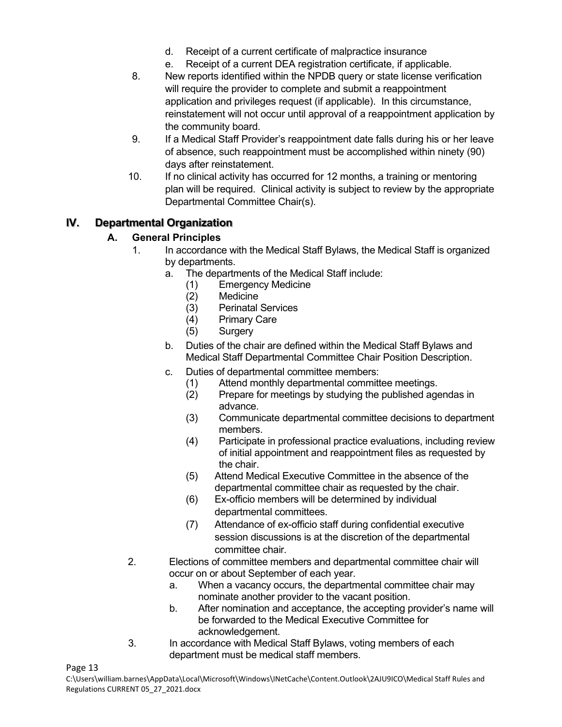d. Receipt of a current certificate of malpractice insurance
   e. Receipt of a current DEA registration certificate, if applicable.

8. New reports identified within the NPDB query or state license verification will require the provider to complete and submit a reappointment application and privileges request (if applicable). In this circumstance, reinstatement will not occur until approval of a reappointment application by the community board.
9. If a Medical Staff Provider's reappointment date falls during his or her leave of absence, such reappointment must be accomplished within ninety (90) days after reinstatement.
10. If no clinical activity has occurred for 12 months, a training or mentoring plan will be required. Clinical activity is subject to review by the appropriate Departmental Committee Chair(s).

## IV. Departmental Organization

### A. General Principles

1. In accordance with the Medical Staff Bylaws, the Medical Staff is organized by departments.
   a. The departments of the Medical Staff include:
      (1) Emergency Medicine
      (2) Medicine
      (3) Perinatal Services
      (4) Primary Care
      (5) Surgery
   b. Duties of the chair are defined within the Medical Staff Bylaws and Medical Staff Departmental Committee Chair Position Description.
   c. Duties of departmental committee members:
      (1) Attend monthly departmental committee meetings.
      (2) Prepare for meetings by studying the published agendas in advance.
      (3) Communicate departmental committee decisions to department members.
      (4) Participate in professional practice evaluations, including review of initial appointment and reappointment files as requested by the chair.
      (5) Attend Medical Executive Committee in the absence of the departmental committee chair as requested by the chair.
      (6) Ex-officio members will be determined by individual departmental committees.
      (7) Attendance of ex-officio staff during confidential executive session discussions is at the discretion of the departmental committee chair.
2. Elections of committee members and departmental committee chair will occur on or about September of each year.
   a. When a vacancy occurs, the departmental committee chair may nominate another provider to the vacant position.
   b. After nomination and acceptance, the accepting provider's name will be forwarded to the Medical Executive Committee for acknowledgement.
3. In accordance with Medical Staff Bylaws, voting members of each department must be medical staff members.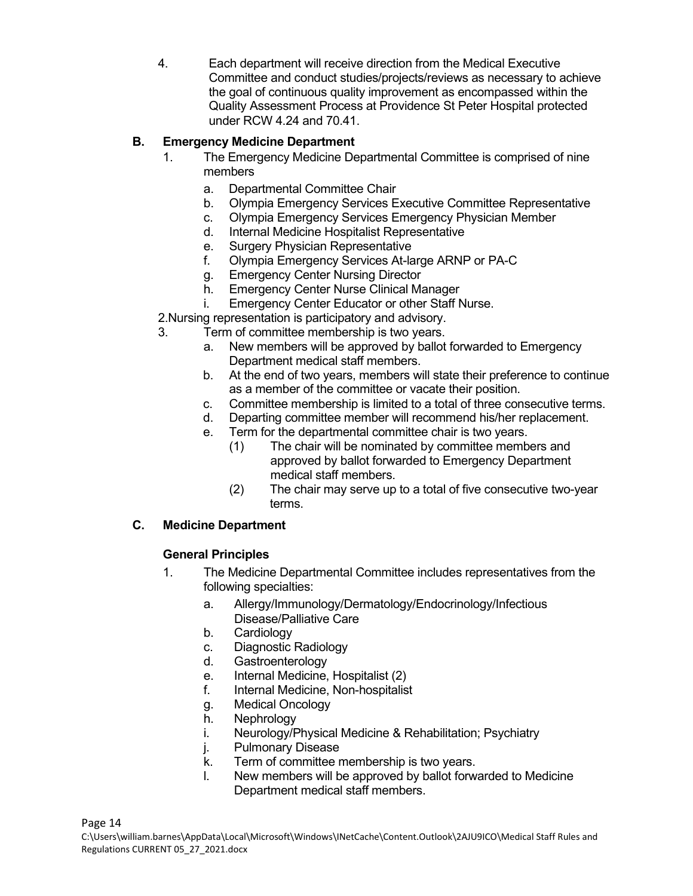4. Each department will receive direction from the Medical Executive Committee and conduct studies/projects/reviews as necessary to achieve the goal of continuous quality improvement as encompassed within the Quality Assessment Process at Providence St Peter Hospital protected under RCW 4.24 and 70.41.

### B. Emergency Medicine Department

1. The Emergency Medicine Departmental Committee is comprised of nine members
   a. Departmental Committee Chair
   b. Olympia Emergency Services Executive Committee Representative
   c. Olympia Emergency Services Emergency Physician Member
   d. Internal Medicine Hospitalist Representative
   e. Surgery Physician Representative
   f. Olympia Emergency Services At-large ARNP or PA-C
   g. Emergency Center Nursing Director
   h. Emergency Center Nurse Clinical Manager
   i. Emergency Center Educator or other Staff Nurse.
2. Nursing representation is participatory and advisory.
3. Term of committee membership is two years.
   a. New members will be approved by ballot forwarded to Emergency Department medical staff members.
   b. At the end of two years, members will state their preference to continue as a member of the committee or vacate their position.
   c. Committee membership is limited to a total of three consecutive terms.
   d. Departing committee member will recommend his/her replacement.
   e. Term for the departmental committee chair is two years.
      (1) The chair will be nominated by committee members and approved by ballot forwarded to Emergency Department medical staff members.
      (2) The chair may serve up to a total of five consecutive two-year terms.

### C. Medicine Department

**General Principles**

1. The Medicine Departmental Committee includes representatives from the following specialties:
   a. Allergy/Immunology/Dermatology/Endocrinology/Infectious Disease/Palliative Care
   b. Cardiology
   c. Diagnostic Radiology
   d. Gastroenterology
   e. Internal Medicine, Hospitalist (2)
   f. Internal Medicine, Non-hospitalist
   g. Medical Oncology
   h. Nephrology
   i. Neurology/Physical Medicine & Rehabilitation; Psychiatry
   j. Pulmonary Disease
   k. Term of committee membership is two years.
   l. New members will be approved by ballot forwarded to Medicine Department medical staff members.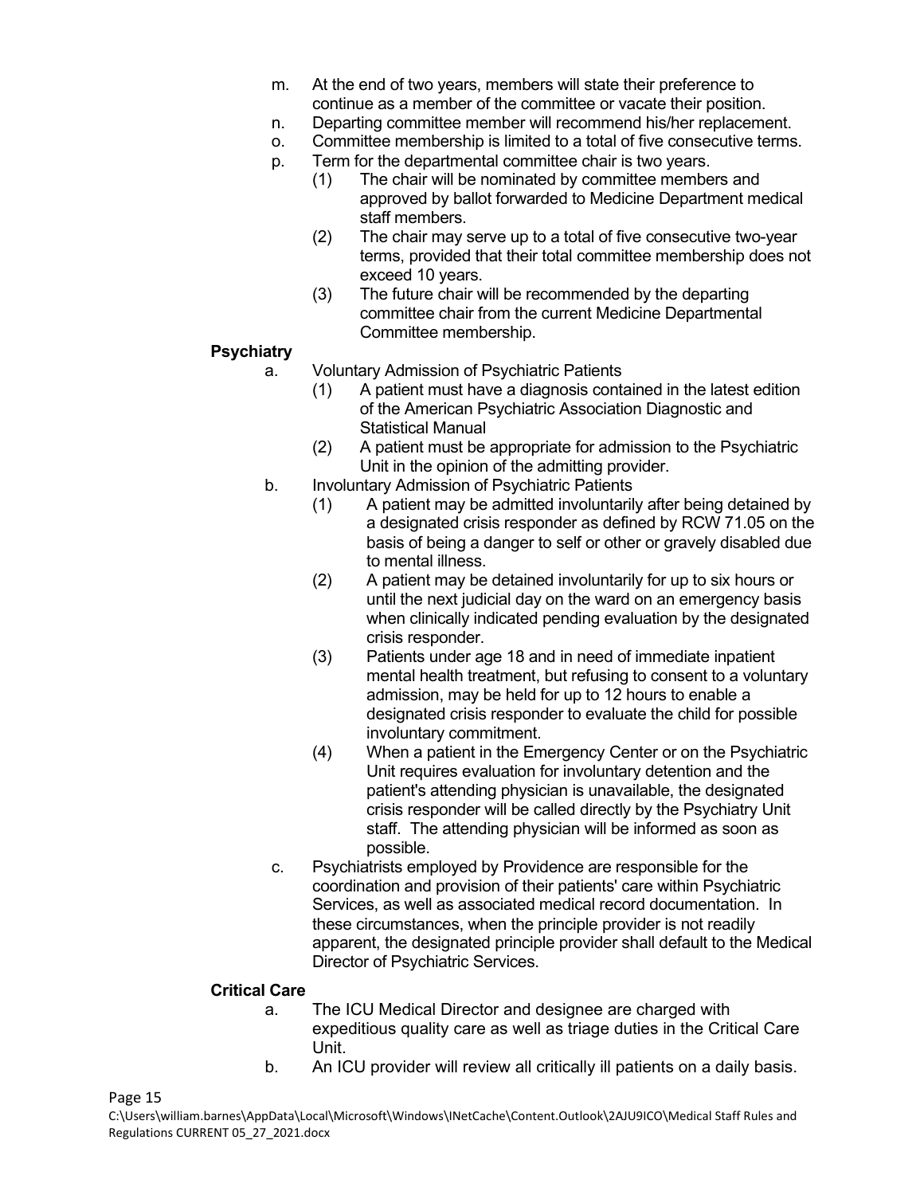m. At the end of two years, members will state their preference to continue as a member of the committee or vacate their position.
n. Departing committee member will recommend his/her replacement.
o. Committee membership is limited to a total of five consecutive terms.
p. Term for the departmental committee chair is two years.
    (1) The chair will be nominated by committee members and approved by ballot forwarded to Medicine Department medical staff members.
    (2) The chair may serve up to a total of five consecutive two-year terms, provided that their total committee membership does not exceed 10 years.
    (3) The future chair will be recommended by the departing committee chair from the current Medicine Departmental Committee membership.

**Psychiatry**

a. Voluntary Admission of Psychiatric Patients
    (1) A patient must have a diagnosis contained in the latest edition of the American Psychiatric Association Diagnostic and Statistical Manual
    (2) A patient must be appropriate for admission to the Psychiatric Unit in the opinion of the admitting provider.
b. Involuntary Admission of Psychiatric Patients
    (1) A patient may be admitted involuntarily after being detained by a designated crisis responder as defined by RCW 71.05 on the basis of being a danger to self or other or gravely disabled due to mental illness.
    (2) A patient may be detained involuntarily for up to six hours or until the next judicial day on the ward on an emergency basis when clinically indicated pending evaluation by the designated crisis responder.
    (3) Patients under age 18 and in need of immediate inpatient mental health treatment, but refusing to consent to a voluntary admission, may be held for up to 12 hours to enable a designated crisis responder to evaluate the child for possible involuntary commitment.
    (4) When a patient in the Emergency Center or on the Psychiatric Unit requires evaluation for involuntary detention and the patient's attending physician is unavailable, the designated crisis responder will be called directly by the Psychiatry Unit staff. The attending physician will be informed as soon as possible.
c. Psychiatrists employed by Providence are responsible for the coordination and provision of their patients' care within Psychiatric Services, as well as associated medical record documentation. In these circumstances, when the principle provider is not readily apparent, the designated principle provider shall default to the Medical Director of Psychiatric Services.

**Critical Care**

a. The ICU Medical Director and designee are charged with expeditious quality care as well as triage duties in the Critical Care Unit.
b. An ICU provider will review all critically ill patients on a daily basis.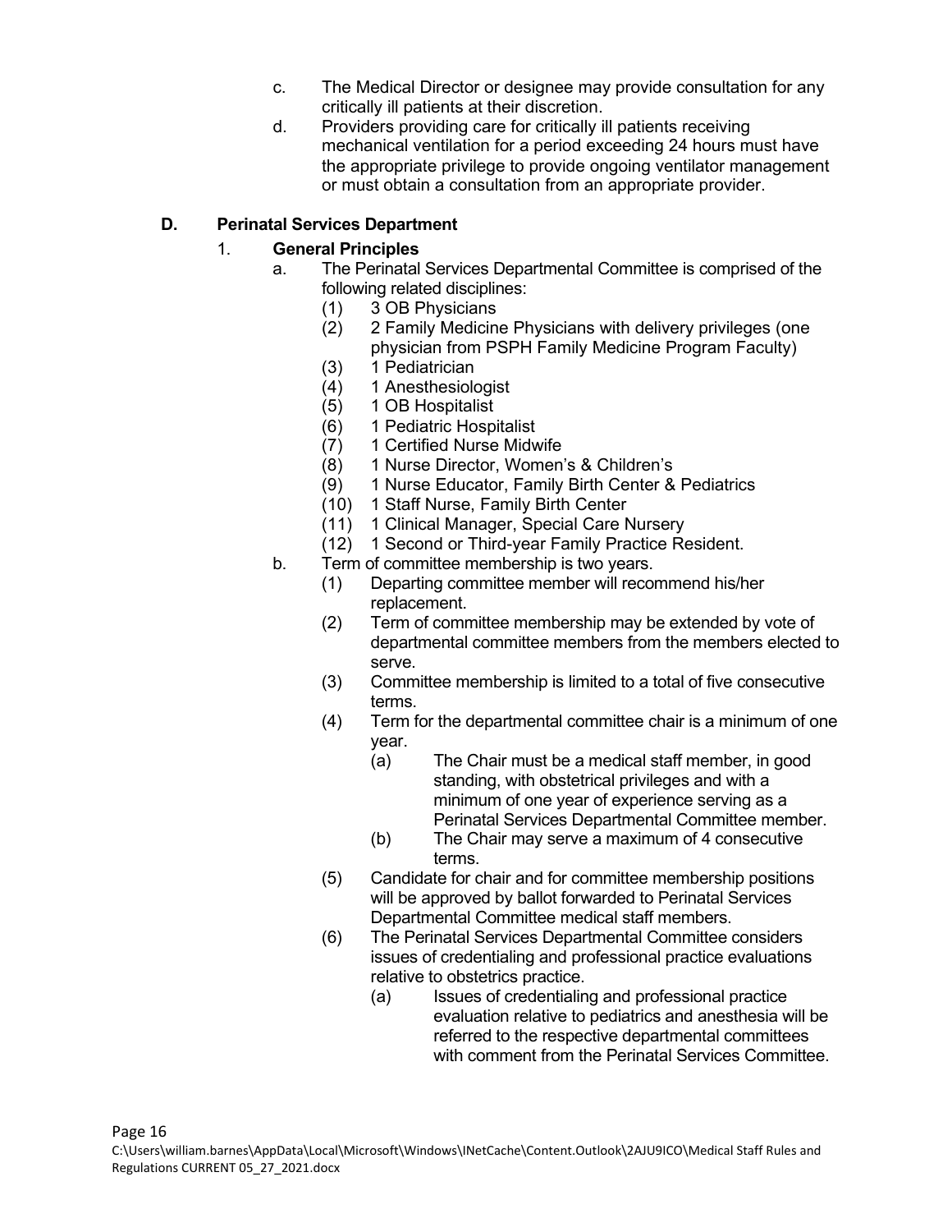c. The Medical Director or designee may provide consultation for any critically ill patients at their discretion.

d. Providers providing care for critically ill patients receiving mechanical ventilation for a period exceeding 24 hours must have the appropriate privilege to provide ongoing ventilator management or must obtain a consultation from an appropriate provider.

## D. Perinatal Services Department

### 1. General Principles

a. The Perinatal Services Departmental Committee is comprised of the following related disciplines:
   - (1) 3 OB Physicians
   - (2) 2 Family Medicine Physicians with delivery privileges (one physician from PSPH Family Medicine Program Faculty)
   - (3) 1 Pediatrician
   - (4) 1 Anesthesiologist
   - (5) 1 OB Hospitalist
   - (6) 1 Pediatric Hospitalist
   - (7) 1 Certified Nurse Midwife
   - (8) 1 Nurse Director, Women's & Children's
   - (9) 1 Nurse Educator, Family Birth Center & Pediatrics
   - (10) 1 Staff Nurse, Family Birth Center
   - (11) 1 Clinical Manager, Special Care Nursery
   - (12) 1 Second or Third-year Family Practice Resident.

b. Term of committee membership is two years.
   - (1) Departing committee member will recommend his/her replacement.
   - (2) Term of committee membership may be extended by vote of departmental committee members from the members elected to serve.
   - (3) Committee membership is limited to a total of five consecutive terms.
   - (4) Term for the departmental committee chair is a minimum of one year.
     - (a) The Chair must be a medical staff member, in good standing, with obstetrical privileges and with a minimum of one year of experience serving as a Perinatal Services Departmental Committee member.
     - (b) The Chair may serve a maximum of 4 consecutive terms.
   - (5) Candidate for chair and for committee membership positions will be approved by ballot forwarded to Perinatal Services Departmental Committee medical staff members.
   - (6) The Perinatal Services Departmental Committee considers issues of credentialing and professional practice evaluations relative to obstetrics practice.
     - (a) Issues of credentialing and professional practice evaluation relative to pediatrics and anesthesia will be referred to the respective departmental committees with comment from the Perinatal Services Committee.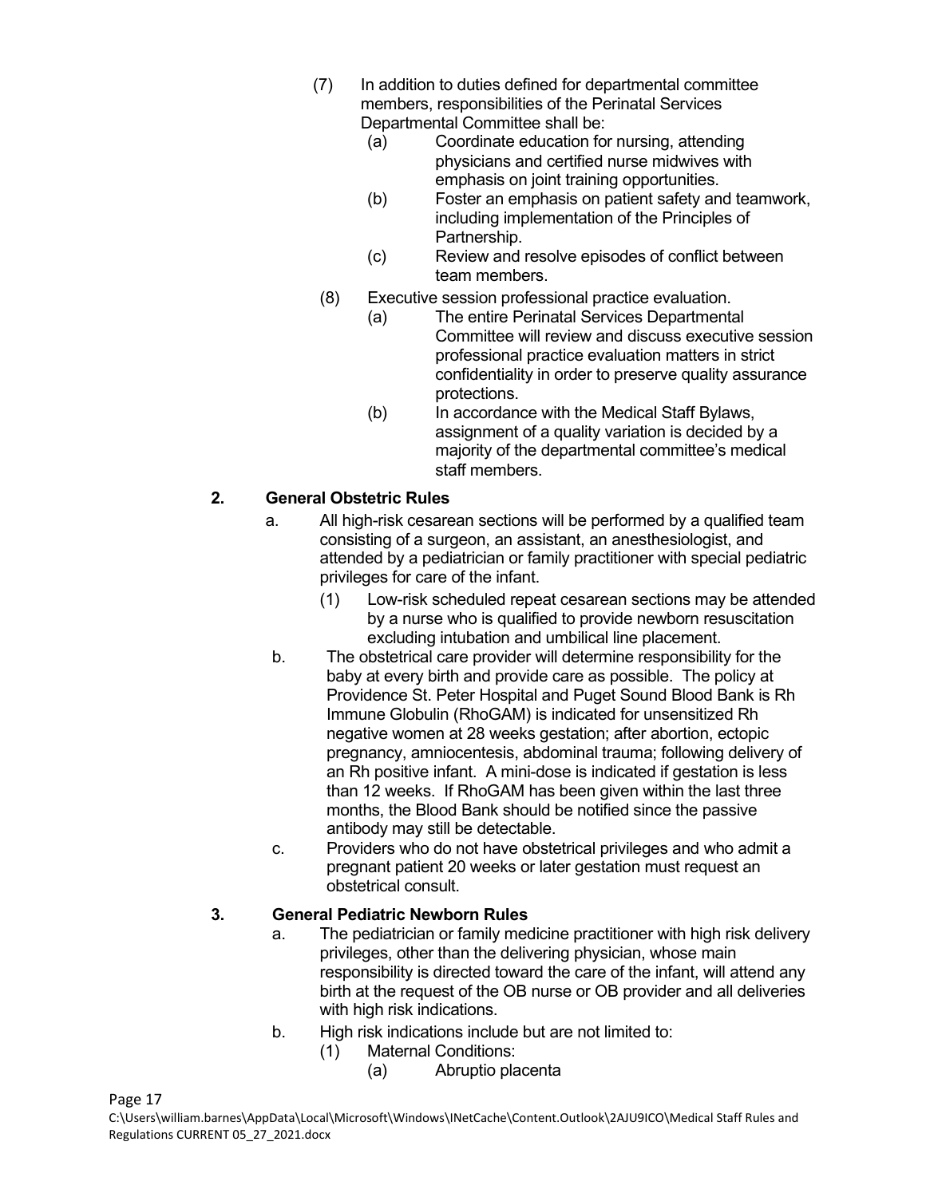(7) In addition to duties defined for departmental committee members, responsibilities of the Perinatal Services Departmental Committee shall be:

   (a) Coordinate education for nursing, attending physicians and certified nurse midwives with emphasis on joint training opportunities.

   (b) Foster an emphasis on patient safety and teamwork, including implementation of the Principles of Partnership.

   (c) Review and resolve episodes of conflict between team members.

(8) Executive session professional practice evaluation.

   (a) The entire Perinatal Services Departmental Committee will review and discuss executive session professional practice evaluation matters in strict confidentiality in order to preserve quality assurance protections.

   (b) In accordance with the Medical Staff Bylaws, assignment of a quality variation is decided by a majority of the departmental committee's medical staff members.

## 2. General Obstetric Rules

a. All high-risk cesarean sections will be performed by a qualified team consisting of a surgeon, an assistant, an anesthesiologist, and attended by a pediatrician or family practitioner with special pediatric privileges for care of the infant.

   (1) Low-risk scheduled repeat cesarean sections may be attended by a nurse who is qualified to provide newborn resuscitation excluding intubation and umbilical line placement.

b. The obstetrical care provider will determine responsibility for the baby at every birth and provide care as possible. The policy at Providence St. Peter Hospital and Puget Sound Blood Bank is Rh Immune Globulin (RhoGAM) is indicated for unsensitized Rh negative women at 28 weeks gestation; after abortion, ectopic pregnancy, amniocentesis, abdominal trauma; following delivery of an Rh positive infant. A mini-dose is indicated if gestation is less than 12 weeks. If RhoGAM has been given within the last three months, the Blood Bank should be notified since the passive antibody may still be detectable.

c. Providers who do not have obstetrical privileges and who admit a pregnant patient 20 weeks or later gestation must request an obstetrical consult.

## 3. General Pediatric Newborn Rules

a. The pediatrician or family medicine practitioner with high risk delivery privileges, other than the delivering physician, whose main responsibility is directed toward the care of the infant, will attend any birth at the request of the OB nurse or OB provider and all deliveries with high risk indications.

b. High risk indications include but are not limited to:

   (1) Maternal Conditions:

      (a) Abruptio placenta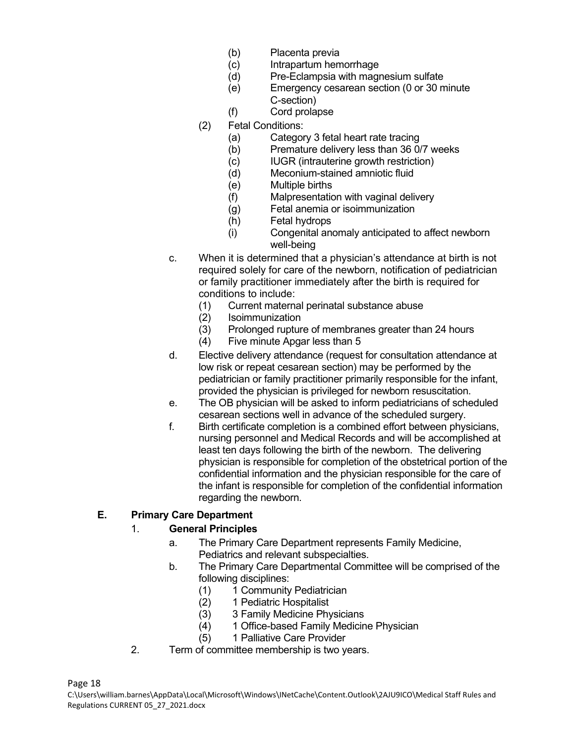(b) Placenta previa
(c) Intrapartum hemorrhage
(d) Pre-Eclampsia with magnesium sulfate
(e) Emergency cesarean section (0 or 30 minute C-section)
(f) Cord prolapse

(2) Fetal Conditions:
(a) Category 3 fetal heart rate tracing
(b) Premature delivery less than 36 0/7 weeks
(c) IUGR (intrauterine growth restriction)
(d) Meconium-stained amniotic fluid
(e) Multiple births
(f) Malpresentation with vaginal delivery
(g) Fetal anemia or isoimmunization
(h) Fetal hydrops
(i) Congenital anomaly anticipated to affect newborn well-being

c. When it is determined that a physician's attendance at birth is not required solely for care of the newborn, notification of pediatrician or family practitioner immediately after the birth is required for conditions to include:
(1) Current maternal perinatal substance abuse
(2) Isoimmunization
(3) Prolonged rupture of membranes greater than 24 hours
(4) Five minute Apgar less than 5

d. Elective delivery attendance (request for consultation attendance at low risk or repeat cesarean section) may be performed by the pediatrician or family practitioner primarily responsible for the infant, provided the physician is privileged for newborn resuscitation.

e. The OB physician will be asked to inform pediatricians of scheduled cesarean sections well in advance of the scheduled surgery.

f. Birth certificate completion is a combined effort between physicians, nursing personnel and Medical Records and will be accomplished at least ten days following the birth of the newborn. The delivering physician is responsible for completion of the obstetrical portion of the confidential information and the physician responsible for the care of the infant is responsible for completion of the confidential information regarding the newborn.

**E. Primary Care Department**

1. **General Principles**

a. The Primary Care Department represents Family Medicine, Pediatrics and relevant subspecialties.

b. The Primary Care Departmental Committee will be comprised of the following disciplines:
(1) 1 Community Pediatrician
(2) 1 Pediatric Hospitalist
(3) 3 Family Medicine Physicians
(4) 1 Office-based Family Medicine Physician
(5) 1 Palliative Care Provider

2. Term of committee membership is two years.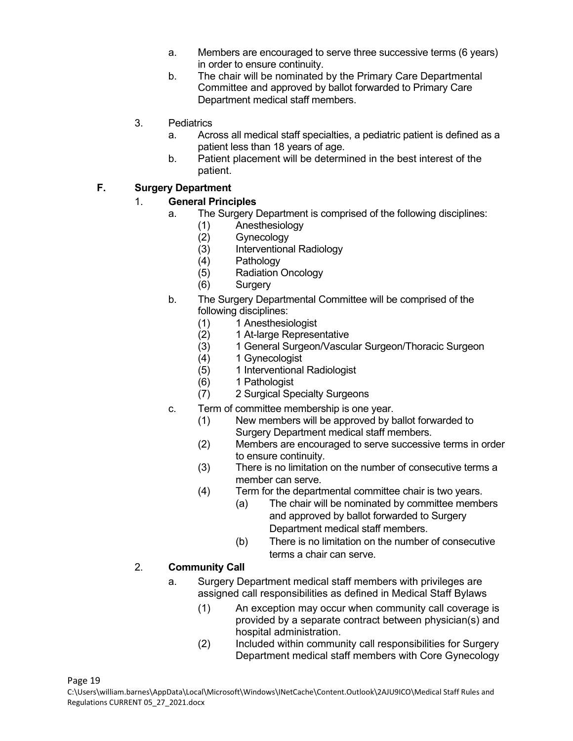a. Members are encouraged to serve three successive terms (6 years) in order to ensure continuity.
b. The chair will be nominated by the Primary Care Departmental Committee and approved by ballot forwarded to Primary Care Department medical staff members.

3. Pediatrics
   a. Across all medical staff specialties, a pediatric patient is defined as a patient less than 18 years of age.
   b. Patient placement will be determined in the best interest of the patient.

## F. Surgery Department

1. **General Principles**
   a. The Surgery Department is comprised of the following disciplines:
      (1) Anesthesiology
      (2) Gynecology
      (3) Interventional Radiology
      (4) Pathology
      (5) Radiation Oncology
      (6) Surgery
   b. The Surgery Departmental Committee will be comprised of the following disciplines:
      (1) 1 Anesthesiologist
      (2) 1 At-large Representative
      (3) 1 General Surgeon/Vascular Surgeon/Thoracic Surgeon
      (4) 1 Gynecologist
      (5) 1 Interventional Radiologist
      (6) 1 Pathologist
      (7) 2 Surgical Specialty Surgeons
   c. Term of committee membership is one year.
      (1) New members will be approved by ballot forwarded to Surgery Department medical staff members.
      (2) Members are encouraged to serve successive terms in order to ensure continuity.
      (3) There is no limitation on the number of consecutive terms a member can serve.
      (4) Term for the departmental committee chair is two years.
         (a) The chair will be nominated by committee members and approved by ballot forwarded to Surgery Department medical staff members.
         (b) There is no limitation on the number of consecutive terms a chair can serve.

2. **Community Call**
   a. Surgery Department medical staff members with privileges are assigned call responsibilities as defined in Medical Staff Bylaws
      (1) An exception may occur when community call coverage is provided by a separate contract between physician(s) and hospital administration.
      (2) Included within community call responsibilities for Surgery Department medical staff members with Core Gynecology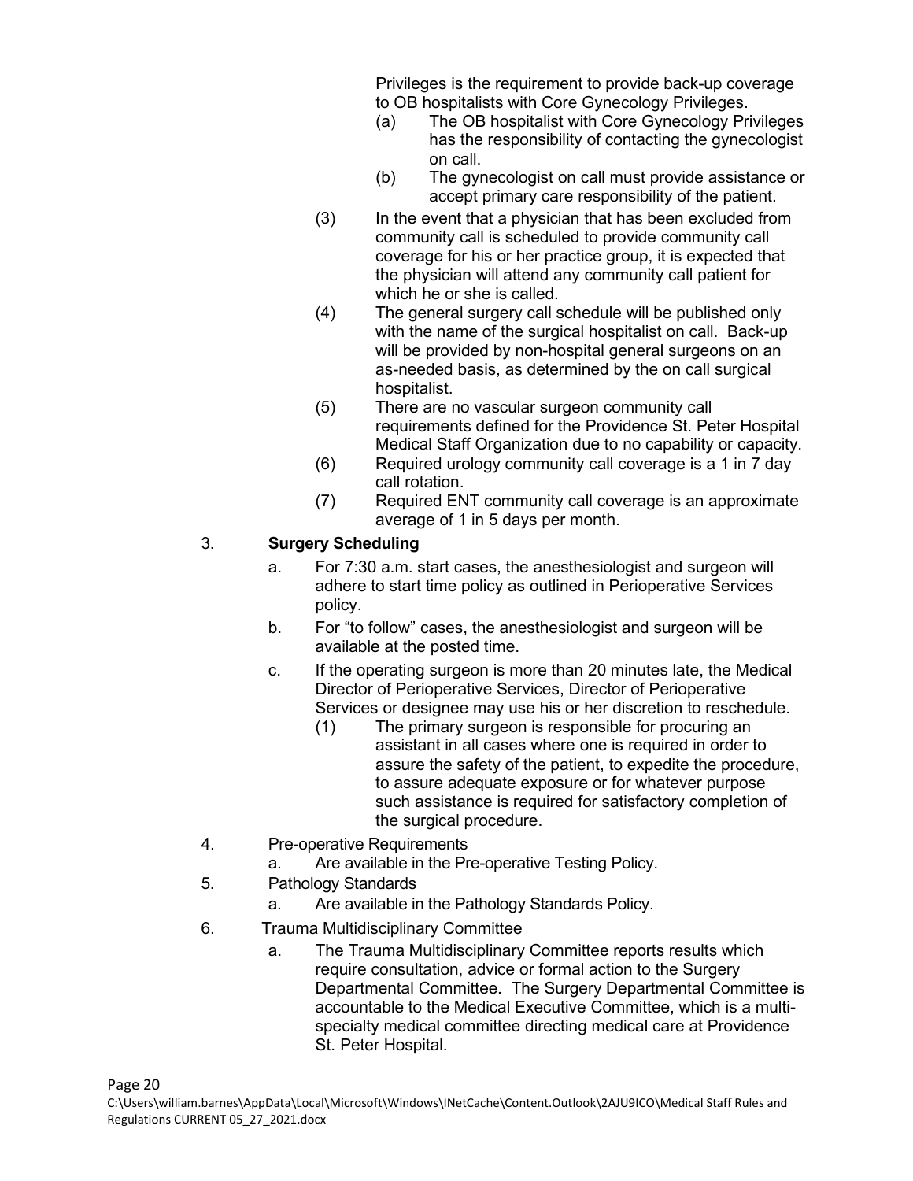Privileges is the requirement to provide back-up coverage to OB hospitalists with Core Gynecology Privileges.

  (a) The OB hospitalist with Core Gynecology Privileges has the responsibility of contacting the gynecologist on call.

  (b) The gynecologist on call must provide assistance or accept primary care responsibility of the patient.

(3) In the event that a physician that has been excluded from community call is scheduled to provide community call coverage for his or her practice group, it is expected that the physician will attend any community call patient for which he or she is called.

(4) The general surgery call schedule will be published only with the name of the surgical hospitalist on call. Back-up will be provided by non-hospital general surgeons on an as-needed basis, as determined by the on call surgical hospitalist.

(5) There are no vascular surgeon community call requirements defined for the Providence St. Peter Hospital Medical Staff Organization due to no capability or capacity.

(6) Required urology community call coverage is a 1 in 7 day call rotation.

(7) Required ENT community call coverage is an approximate average of 1 in 5 days per month.

3. **Surgery Scheduling**

  a. For 7:30 a.m. start cases, the anesthesiologist and surgeon will adhere to start time policy as outlined in Perioperative Services policy.

  b. For "to follow" cases, the anesthesiologist and surgeon will be available at the posted time.

  c. If the operating surgeon is more than 20 minutes late, the Medical Director of Perioperative Services, Director of Perioperative Services or designee may use his or her discretion to reschedule.

    (1) The primary surgeon is responsible for procuring an assistant in all cases where one is required in order to assure the safety of the patient, to expedite the procedure, to assure adequate exposure or for whatever purpose such assistance is required for satisfactory completion of the surgical procedure.

4. Pre-operative Requirements

  a. Are available in the Pre-operative Testing Policy.

5. Pathology Standards

  a. Are available in the Pathology Standards Policy.

6. Trauma Multidisciplinary Committee

  a. The Trauma Multidisciplinary Committee reports results which require consultation, advice or formal action to the Surgery Departmental Committee. The Surgery Departmental Committee is accountable to the Medical Executive Committee, which is a multi-specialty medical committee directing medical care at Providence St. Peter Hospital.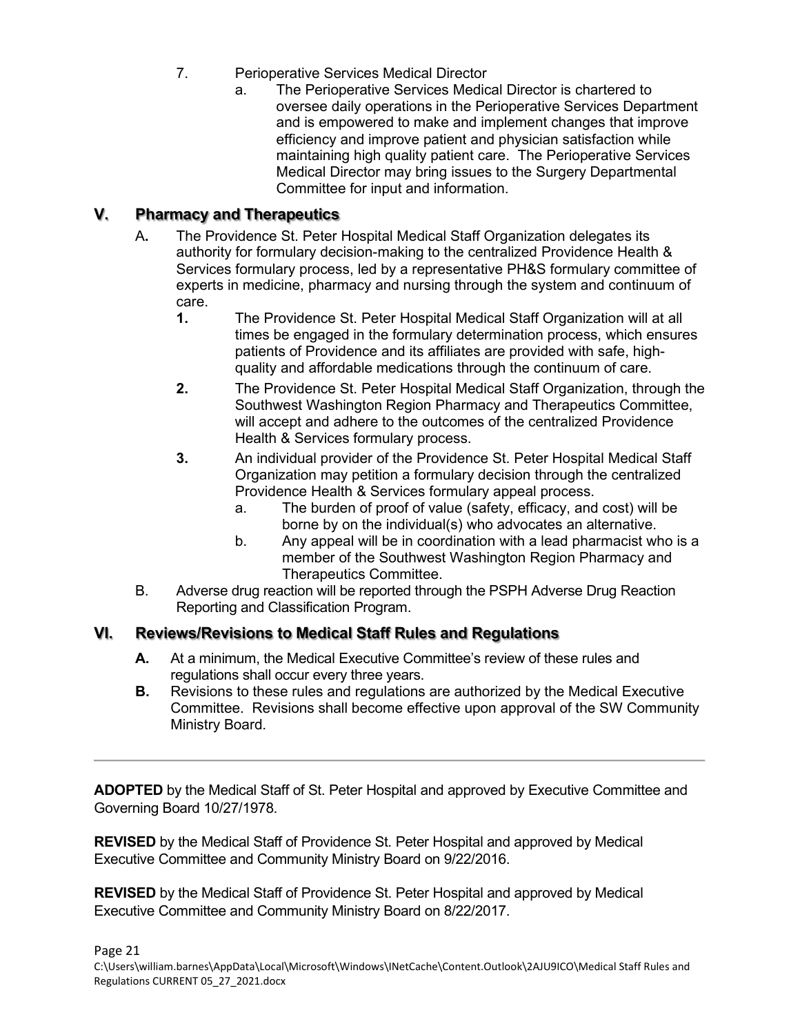7. Perioperative Services Medical Director
    a. The Perioperative Services Medical Director is chartered to oversee daily operations in the Perioperative Services Department and is empowered to make and implement changes that improve efficiency and improve patient and physician satisfaction while maintaining high quality patient care. The Perioperative Services Medical Director may bring issues to the Surgery Departmental Committee for input and information.

## V. Pharmacy and Therapeutics

A. The Providence St. Peter Hospital Medical Staff Organization delegates its authority for formulary decision-making to the centralized Providence Health & Services formulary process, led by a representative PH&S formulary committee of experts in medicine, pharmacy and nursing through the system and continuum of care.
   **1.** The Providence St. Peter Hospital Medical Staff Organization will at all times be engaged in the formulary determination process, which ensures patients of Providence and its affiliates are provided with safe, high-quality and affordable medications through the continuum of care.
   **2.** The Providence St. Peter Hospital Medical Staff Organization, through the Southwest Washington Region Pharmacy and Therapeutics Committee, will accept and adhere to the outcomes of the centralized Providence Health & Services formulary process.
   **3.** An individual provider of the Providence St. Peter Hospital Medical Staff Organization may petition a formulary decision through the centralized Providence Health & Services formulary appeal process.
      a. The burden of proof of value (safety, efficacy, and cost) will be borne by on the individual(s) who advocates an alternative.
      b. Any appeal will be in coordination with a lead pharmacist who is a member of the Southwest Washington Region Pharmacy and Therapeutics Committee.

B. Adverse drug reaction will be reported through the PSPH Adverse Drug Reaction Reporting and Classification Program.

## VI. Reviews/Revisions to Medical Staff Rules and Regulations

**A.** At a minimum, the Medical Executive Committee's review of these rules and regulations shall occur every three years.

**B.** Revisions to these rules and regulations are authorized by the Medical Executive Committee. Revisions shall become effective upon approval of the SW Community Ministry Board.

---

**ADOPTED** by the Medical Staff of St. Peter Hospital and approved by Executive Committee and Governing Board 10/27/1978.

**REVISED** by the Medical Staff of Providence St. Peter Hospital and approved by Medical Executive Committee and Community Ministry Board on 9/22/2016.

**REVISED** by the Medical Staff of Providence St. Peter Hospital and approved by Medical Executive Committee and Community Ministry Board on 8/22/2017.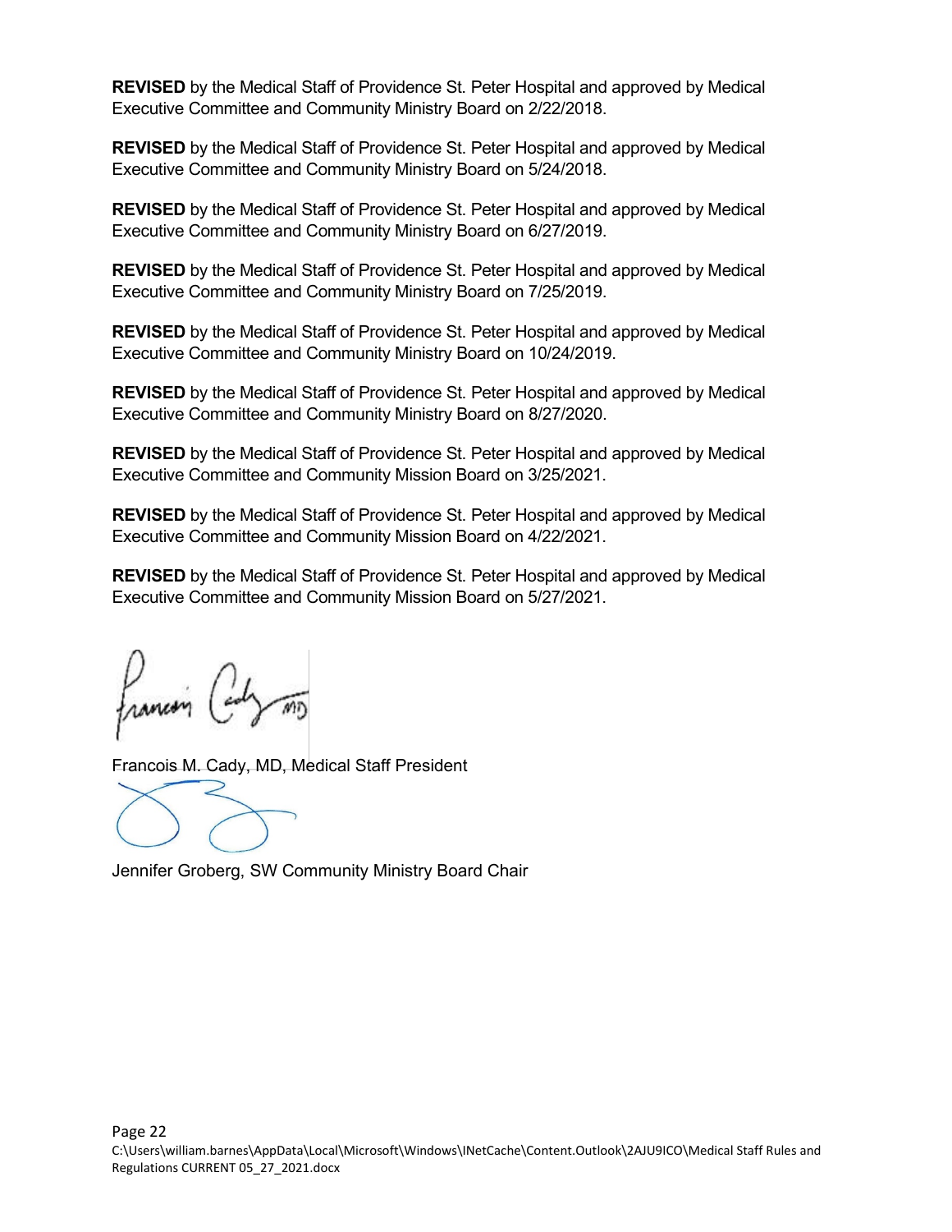**REVISED** by the Medical Staff of Providence St. Peter Hospital and approved by Medical Executive Committee and Community Ministry Board on 2/22/2018.

**REVISED** by the Medical Staff of Providence St. Peter Hospital and approved by Medical Executive Committee and Community Ministry Board on 5/24/2018.

**REVISED** by the Medical Staff of Providence St. Peter Hospital and approved by Medical Executive Committee and Community Ministry Board on 6/27/2019.

**REVISED** by the Medical Staff of Providence St. Peter Hospital and approved by Medical Executive Committee and Community Ministry Board on 7/25/2019.

**REVISED** by the Medical Staff of Providence St. Peter Hospital and approved by Medical Executive Committee and Community Ministry Board on 10/24/2019.

**REVISED** by the Medical Staff of Providence St. Peter Hospital and approved by Medical Executive Committee and Community Ministry Board on 8/27/2020.

**REVISED** by the Medical Staff of Providence St. Peter Hospital and approved by Medical Executive Committee and Community Mission Board on 3/25/2021.

**REVISED** by the Medical Staff of Providence St. Peter Hospital and approved by Medical Executive Committee and Community Mission Board on 4/22/2021.

**REVISED** by the Medical Staff of Providence St. Peter Hospital and approved by Medical Executive Committee and Community Mission Board on 5/27/2021.

Francois M. Cady, MD, Medical Staff President

Jennifer Groberg, SW Community Ministry Board Chair

C:\Users\william.barnes\AppData\Local\Microsoft\Windows\INetCache\Content.Outlook\2AJU9ICO\Medical Staff Rules and Regulations CURRENT 05_27_2021.docx